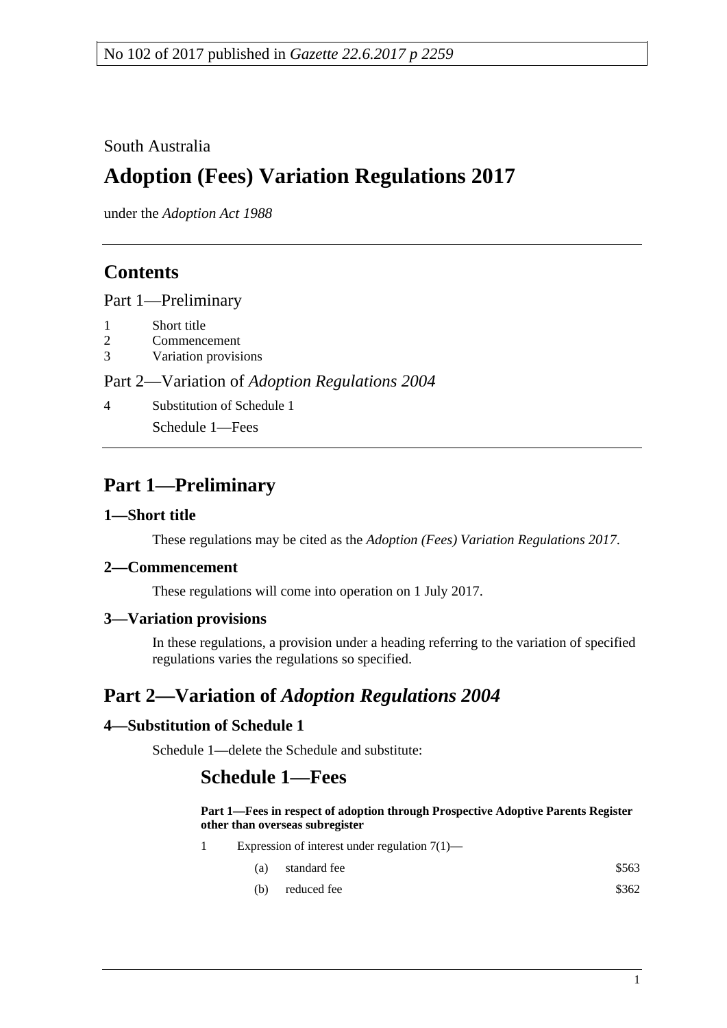No 102 of 2017 published in *Gazette 22.6.2017 p 2259*

South Australia

# Adoption (Fees) Variation Regulations 2017

under the *Adoption Act 1988*

## Contents

Part 1—Preliminary

1 Short title
2 Commencement
3 Variation provisions

Part 2—Variation of *Adoption Regulations 2004*

4 Substitution of Schedule 1

Schedule 1—Fees

## Part 1—Preliminary

### 1—Short title

These regulations may be cited as the *Adoption (Fees) Variation Regulations 2017*.

### 2—Commencement

These regulations will come into operation on 1 July 2017.

### 3—Variation provisions

In these regulations, a provision under a heading referring to the variation of specified regulations varies the regulations so specified.

## Part 2—Variation of *Adoption Regulations 2004*

### 4—Substitution of Schedule 1

Schedule 1—delete the Schedule and substitute:

## Schedule 1—Fees

**Part 1—Fees in respect of adoption through Prospective Adoptive Parents Register other than overseas subregister**

1 Expression of interest under regulation 7(1)—

| | | |
|---|---|---|
| (a) | standard fee | \$563 |
| (b) | reduced fee | \$362 |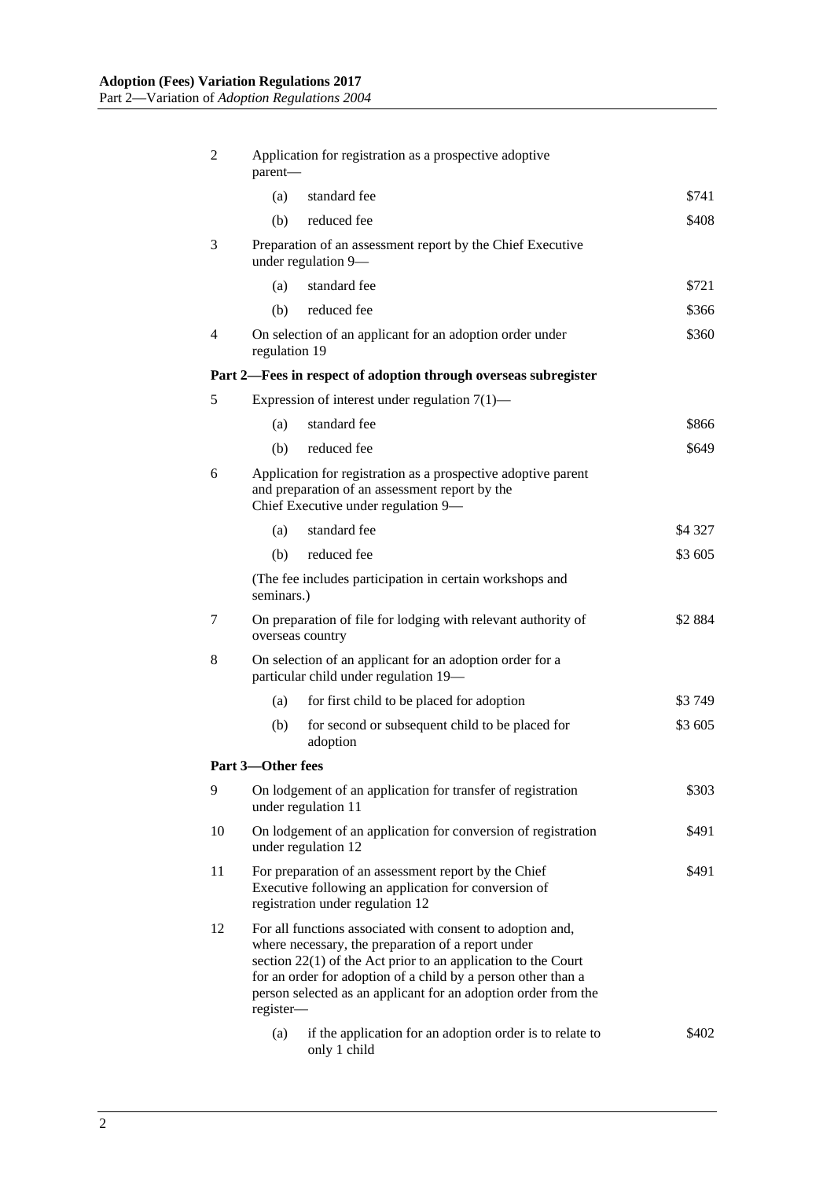| | | | |
|---|---|---|---|
| 2 | Application for registration as a prospective adoptive parent— | | |
| | (a) | standard fee | $741 |
| | (b) | reduced fee | $408 |
| 3 | Preparation of an assessment report by the Chief Executive under regulation 9— | | |
| | (a) | standard fee | $721 |
| | (b) | reduced fee | $366 |
| 4 | On selection of an applicant for an adoption order under regulation 19 | | $360 |
| **Part 2—Fees in respect of adoption through overseas subregister** | | | |
| 5 | Expression of interest under regulation 7(1)— | | |
| | (a) | standard fee | $866 |
| | (b) | reduced fee | $649 |
| 6 | Application for registration as a prospective adoptive parent and preparation of an assessment report by the Chief Executive under regulation 9— | | |
| | (a) | standard fee | $4 327 |
| | (b) | reduced fee | $3 605 |
| | (The fee includes participation in certain workshops and seminars.) | | |
| 7 | On preparation of file for lodging with relevant authority of overseas country | | $2 884 |
| 8 | On selection of an applicant for an adoption order for a particular child under regulation 19— | | |
| | (a) | for first child to be placed for adoption | $3 749 |
| | (b) | for second or subsequent child to be placed for adoption | $3 605 |
| **Part 3—Other fees** | | | |
| 9 | On lodgement of an application for transfer of registration under regulation 11 | | $303 |
| 10 | On lodgement of an application for conversion of registration under regulation 12 | | $491 |
| 11 | For preparation of an assessment report by the Chief Executive following an application for conversion of registration under regulation 12 | | $491 |
| 12 | For all functions associated with consent to adoption and, where necessary, the preparation of a report under section 22(1) of the Act prior to an application to the Court for an order for adoption of a child by a person other than a person selected as an applicant for an adoption order from the register— | | |
| | (a) | if the application for an adoption order is to relate to only 1 child | $402 |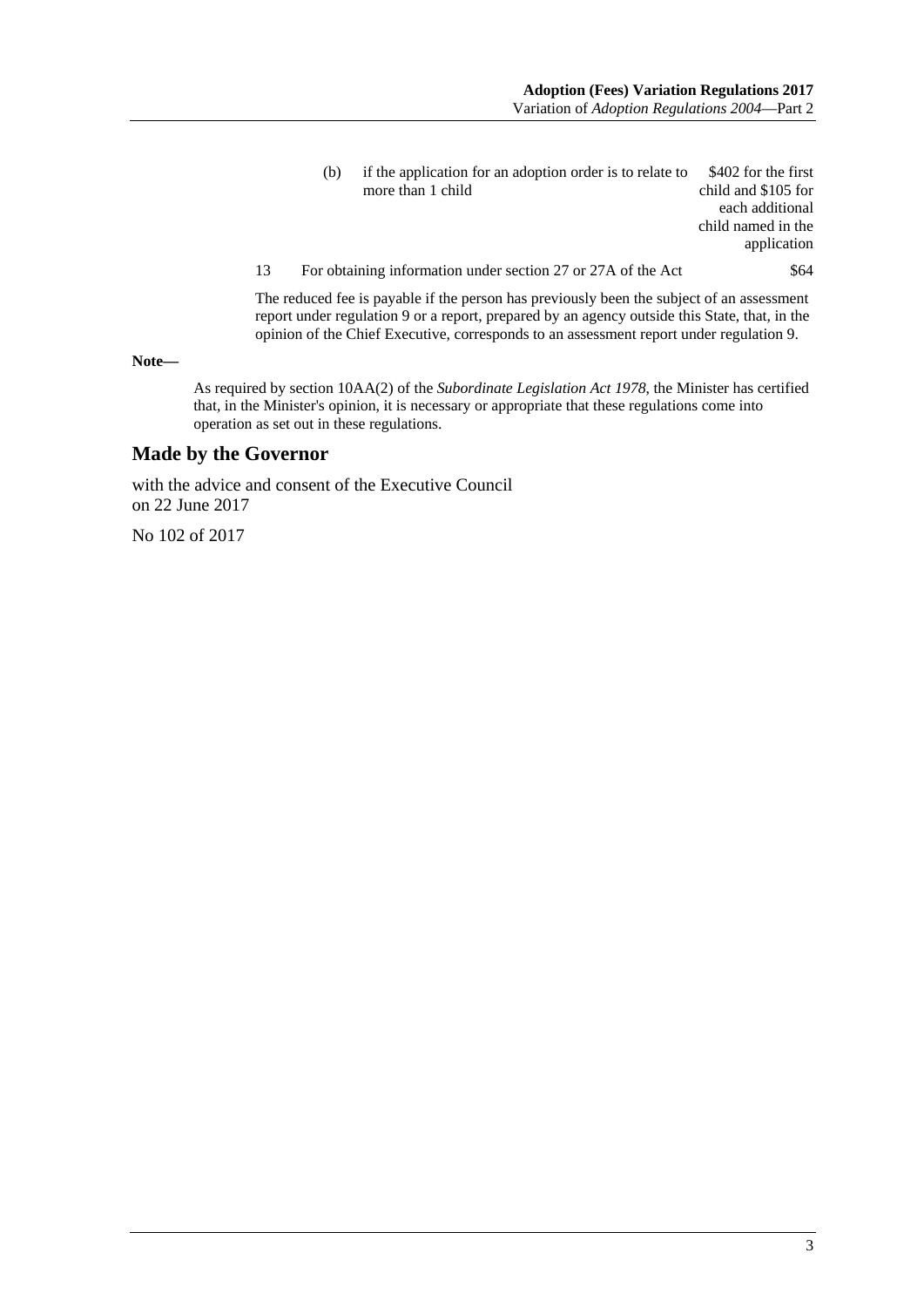| | | |
|---|---|---|
| | (b) if the application for an adoption order is to relate to more than 1 child | $402 for the first child and $105 for each additional child named in the application |
| 13 | For obtaining information under section 27 or 27A of the Act | $64 |

The reduced fee is payable if the person has previously been the subject of an assessment report under regulation 9 or a report, prepared by an agency outside this State, that, in the opinion of the Chief Executive, corresponds to an assessment report under regulation 9.

**Note—**

As required by section 10AA(2) of the *Subordinate Legislation Act 1978*, the Minister has certified that, in the Minister's opinion, it is necessary or appropriate that these regulations come into operation as set out in these regulations.

## Made by the Governor

with the advice and consent of the Executive Council on 22 June 2017

No 102 of 2017